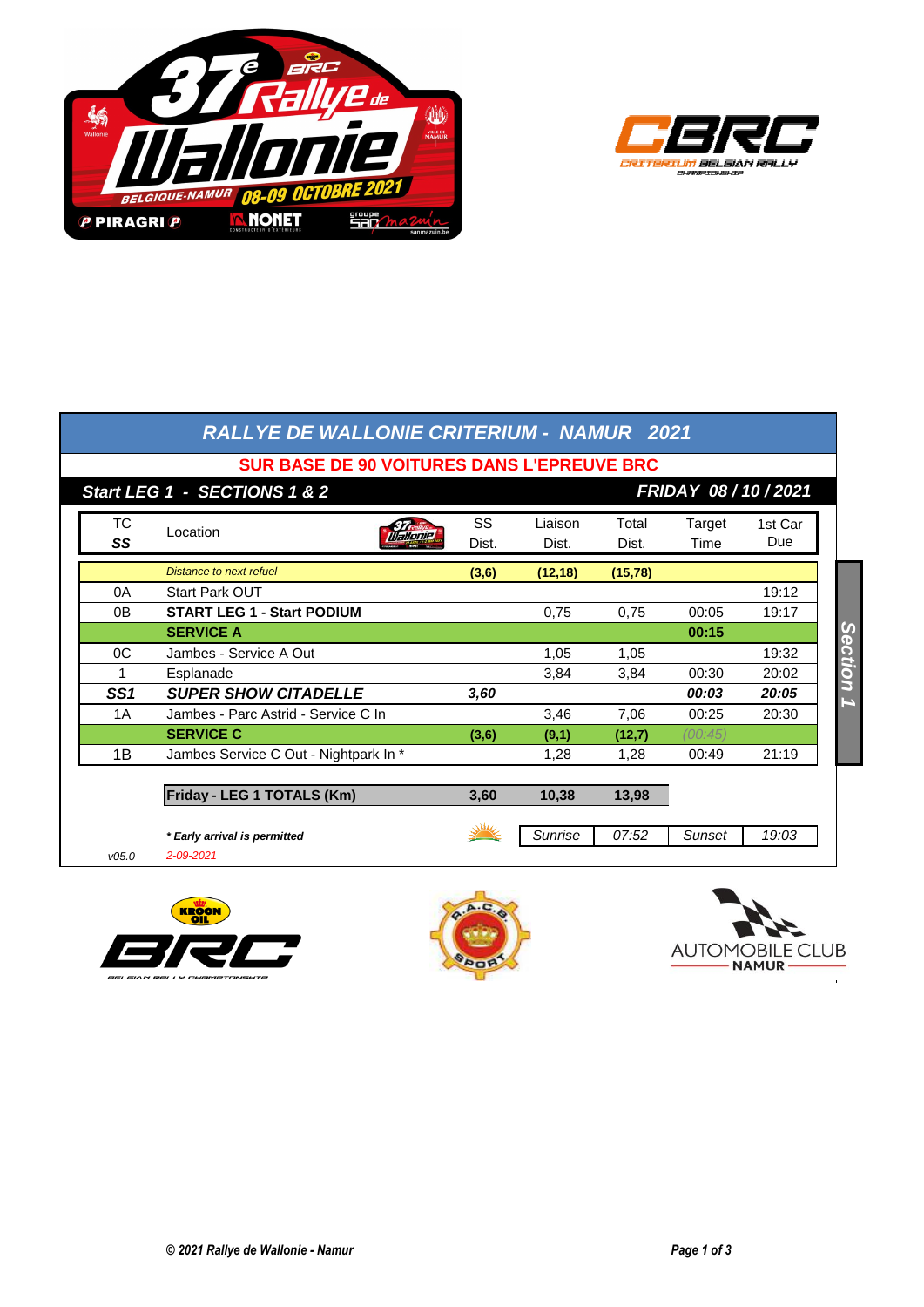# RALLYE DE WALLONIE CRITERIUM - NAMUR 2021

## SUR BASE DE 90 VOITURES DANS L'EPREUVE BRC

### Start LEG 1 - SECTIONS 1 & 2 — FRIDAY 08 / 10 / 2021

*Section 1*

| TC *SS* | Location | SS Dist. | Liaison Dist. | Total Dist. | Target Time | 1st Car Due |
|---|---|---|---|---|---|---|
| | *Distance to next refuel* | **(3,6)** | **(12,18)** | **(15,78)** | | |
| 0A | Start Park OUT | | | | | 19:12 |
| 0B | **START LEG 1 - Start PODIUM** | | 0,75 | 0,75 | 00:05 | 19:17 |
| | **SERVICE A** | | | | **00:15** | |
| 0C | Jambes - Service A Out | | 1,05 | 1,05 | | 19:32 |
| 1 | Esplanade | | 3,84 | 3,84 | 00:30 | 20:02 |
| ***SS1*** | ***SUPER SHOW CITADELLE*** | ***3,60*** | | | ***00:03*** | ***20:05*** |
| 1A | Jambes - Parc Astrid - Service C In | | 3,46 | 7,06 | 00:25 | 20:30 |
| | **SERVICE C** | **(3,6)** | **(9,1)** | **(12,7)** | *(00:45)* | |
| 1B | Jambes Service C Out - Nightpark In * | | 1,28 | 1,28 | 00:49 | 21:19 |

| | SS Dist. | Liaison Dist. | Total Dist. |
|---|---|---|---|
| **Friday - LEG 1 TOTALS (Km)** | **3,60** | **10,38** | **13,98** |

***\* Early arrival is permitted***

| *Sunrise* | *07:52* | *Sunset* | *19:03* |
|---|---|---|---|

*v05.0* *2-09-2021*

***© 2021 Rallye de Wallonie - Namur***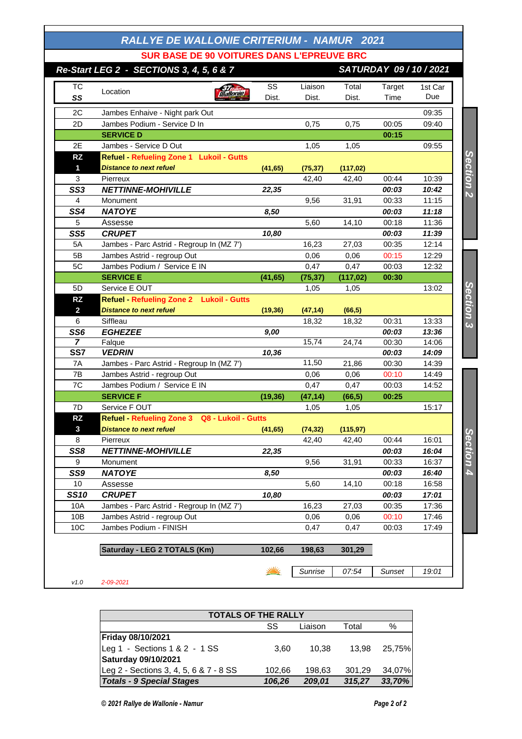# RALLYE DE WALLONIE CRITERIUM - NAMUR 2021

## SUR BASE DE 90 VOITURES DANS L'EPREUVE BRC

### Re-Start LEG 2 - SECTIONS 3, 4, 5, 6 & 7 — SATURDAY 09 / 10 / 2021

| TC SS | Location | SS Dist. | Liaison Dist. | Total Dist. | Target Time | 1st Car Due | |
|---|---|---|---|---|---|---|---|
| 2C | Jambes Enhaive - Night park Out | | | | | 09:35 | Section 2 |
| 2D | Jambes Podium - Service D In | | 0,75 | 0,75 | 00:05 | 09:40 | |
| | **SERVICE D** | | | | **00:15** | | |
| 2E | Jambes - Service D Out | | 1,05 | 1,05 | | 09:55 | |
| **RZ 1** | **Refuel - Refueling Zone 1 Lukoil - Gutts** *Distance to next refuel* | **(41,65)** | **(75,37)** | **(117,02)** | | | |
| 3 | Pierreux | | 42,40 | 42,40 | 00:44 | 10:39 | |
| ***SS3*** | ***NETTINNE-MOHIVILLE*** | ***22,35*** | | | ***00:03*** | ***10:42*** | |
| 4 | Monument | | 9,56 | 31,91 | 00:33 | 11:15 | |
| ***SS4*** | ***NATOYE*** | ***8,50*** | | | ***00:03*** | ***11:18*** | |
| 5 | Assesse | | 5,60 | 14,10 | 00:18 | 11:36 | |
| ***SS5*** | ***CRUPET*** | ***10,80*** | | | ***00:03*** | ***11:39*** | |
| 5A | Jambes - Parc Astrid - Regroup In (MZ 7') | | 16,23 | 27,03 | 00:35 | 12:14 | |
| 5B | Jambes Astrid - regroup Out | | 0,06 | 0,06 | 00:15 | 12:29 | |
| 5C | Jambes Podium / Service E IN | | 0,47 | 0,47 | 00:03 | 12:32 | |
| | **SERVICE E** | **(41,65)** | **(75,37)** | **(117,02)** | **00:30** | | |
| 5D | Service E OUT | | 1,05 | 1,05 | | 13:02 | Section 3 |
| **RZ 2** | **Refuel - Refueling Zone 2 Lukoil - Gutts** *Distance to next refuel* | **(19,36)** | **(47,14)** | **(66,5)** | | | |
| 6 | Siffleau | | 18,32 | 18,32 | 00:31 | 13:33 | |
| ***SS6*** | ***EGHEZEE*** | ***9,00*** | | | ***00:03*** | ***13:36*** | |
| *7* | Falque | | 15,74 | 24,74 | 00:30 | 14:06 | |
| **SS7** | ***VEDRIN*** | ***10,36*** | | | ***00:03*** | ***14:09*** | |
| 7A | Jambes - Parc Astrid - Regroup In (MZ 7') | | 11,50 | 21,86 | 00:30 | 14:39 | |
| 7B | Jambes Astrid - regroup Out | | 0,06 | 0,06 | 00:10 | 14:49 | |
| 7C | Jambes Podium / Service E IN | | 0,47 | 0,47 | 00:03 | 14:52 | |
| | **SERVICE F** | **(19,36)** | **(47,14)** | **(66,5)** | **00:25** | | |
| 7D | Service F OUT | | 1,05 | 1,05 | | 15:17 | Section 4 |
| **RZ 3** | **Refuel - Refueling Zone 3 Q8 - Lukoil - Gutts** *Distance to next refuel* | **(41,65)** | **(74,32)** | **(115,97)** | | | |
| 8 | Pierreux | | 42,40 | 42,40 | 00:44 | 16:01 | |
| ***SS8*** | ***NETTINNE-MOHIVILLE*** | ***22,35*** | | | ***00:03*** | ***16:04*** | |
| 9 | Monument | | 9,56 | 31,91 | 00:33 | 16:37 | |
| ***SS9*** | ***NATOYE*** | ***8,50*** | | | ***00:03*** | ***16:40*** | |
| 10 | Assesse | | 5,60 | 14,10 | 00:18 | 16:58 | |
| ***SS10*** | ***CRUPET*** | ***10,80*** | | | ***00:03*** | ***17:01*** | |
| 10A | Jambes - Parc Astrid - Regroup In (MZ 7') | | 16,23 | 27,03 | 00:35 | 17:36 | |
| 10B | Jambes Astrid - regroup Out | | 0,06 | 0,06 | 00:10 | 17:46 | |
| 10C | Jambes Podium - FINISH | | 0,47 | 0,47 | 00:03 | 17:49 | |
| | **Saturday - LEG 2 TOTALS (Km)** | **102,66** | **198,63** | **301,29** | | | |

| | | | |
|---|---|---|---|
| *Sunrise* | *07:54* | *Sunset* | *19:01* |

*v1.0* *2-09-2021*

| TOTALS OF THE RALLY | SS | Liaison | Total | % |
|---|---|---|---|---|
| **Friday 08/10/2021** | | | | |
| Leg 1 - Sections 1 & 2 - 1 SS | 3,60 | 10,38 | 13,98 | 25,75% |
| **Saturday 09/10/2021** | | | | |
| Leg 2 - Sections 3, 4, 5, 6 & 7 - 8 SS | 102,66 | 198,63 | 301,29 | 34,07% |
| ***Totals - 9 Special Stages*** | ***106,26*** | ***209,01*** | ***315,27*** | ***33,70%*** |

***© 2021 Rallye de Wallonie - Namur***